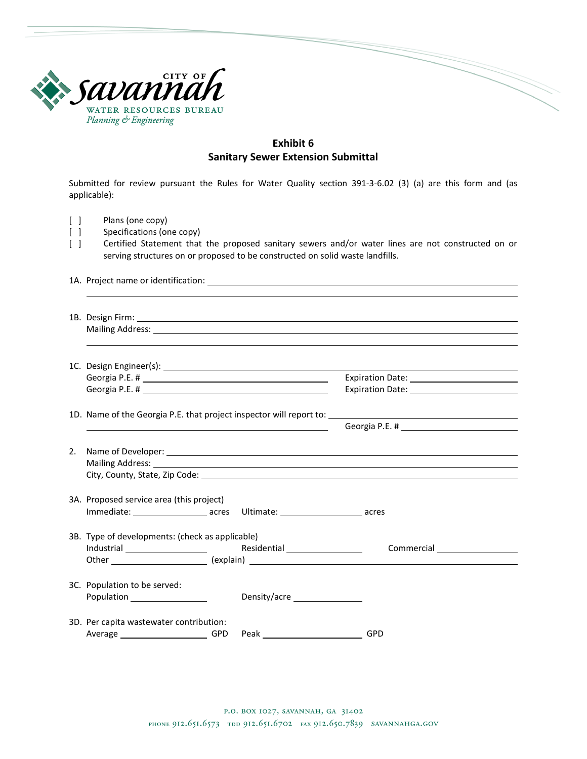CITY OF Savannah
WATER RESOURCES BUREAU
*Planning & Engineering*

## Exhibit 6
## Sanitary Sewer Extension Submittal

Submitted for review pursuant the Rules for Water Quality section 391-3-6.02 (3) (a) are this form and (as applicable):

[ ] Plans (one copy)
[ ] Specifications (one copy)
[ ] Certified Statement that the proposed sanitary sewers and/or water lines are not constructed on or serving structures on or proposed to be constructed on solid waste landfills.

1A. Project name or identification: ____________________

1B. Design Firm: ____________________
Mailing Address: ____________________

1C. Design Engineer(s): ____________________
Georgia P.E. # ____________________ Expiration Date: ____________________
Georgia P.E. # ____________________ Expiration Date: ____________________

1D. Name of the Georgia P.E. that project inspector will report to: ____________________
____________________ Georgia P.E. # ____________________

2. Name of Developer: ____________________
Mailing Address: ____________________
City, County, State, Zip Code: ____________________

3A. Proposed service area (this project)
Immediate: __________ acres Ultimate: __________ acres

3B. Type of developments: (check as applicable)
Industrial __________ Residential __________ Commercial __________
Other __________ (explain) ____________________

3C. Population to be served:
Population __________ Density/acre __________

3D. Per capita wastewater contribution:
Average __________ GPD Peak __________ GPD

P.O. BOX 1027, SAVANNAH, GA 31402
PHONE 912.651.6573 TDD 912.651.6702 FAX 912.650.7839 SAVANNAHGA.GOV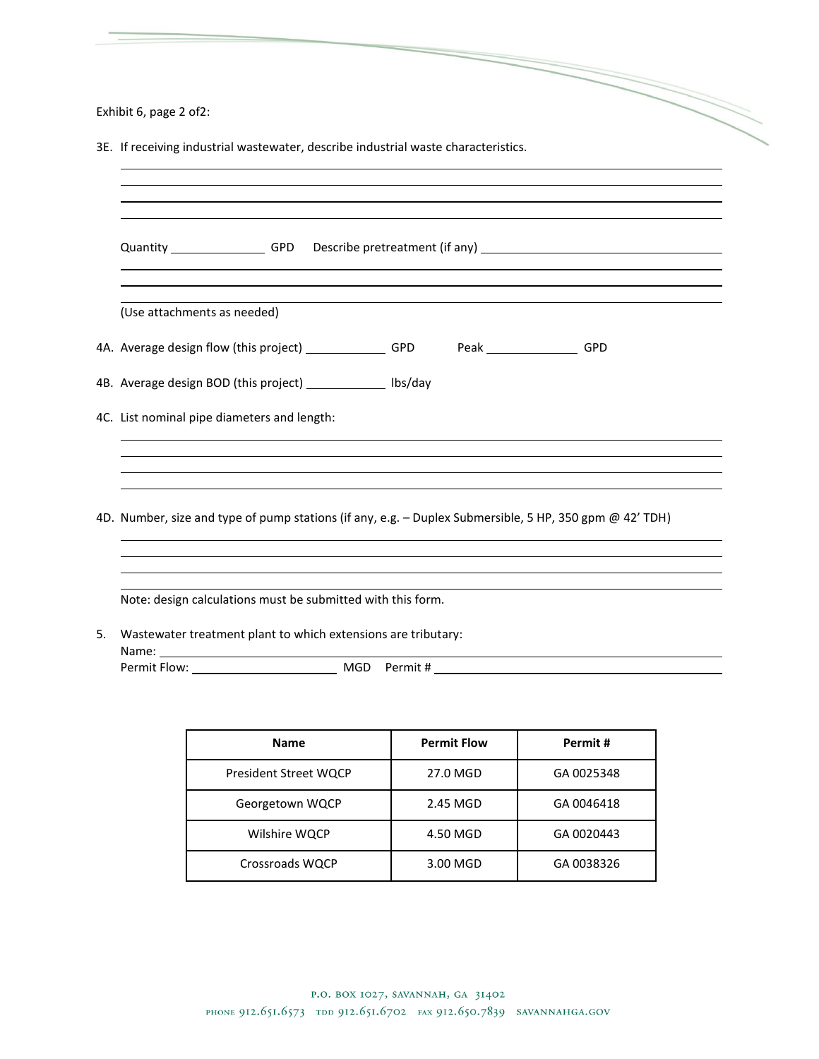Exhibit 6, page 2 of2:

3E. If receiving industrial wastewater, describe industrial waste characteristics.

_______________________________________________

_______________________________________________

_______________________________________________

_______________________________________________

Quantity ______________ GPD Describe pretreatment (if any) ______________________________

_______________________________________________

_______________________________________________

_______________________________________________

(Use attachments as needed)

4A. Average design flow (this project) ____________ GPD Peak ______________ GPD

4B. Average design BOD (this project) ____________ lbs/day

4C. List nominal pipe diameters and length:

_______________________________________________

_______________________________________________

_______________________________________________

_______________________________________________

4D. Number, size and type of pump stations (if any, e.g. – Duplex Submersible, 5 HP, 350 gpm @ 42' TDH)

_______________________________________________

_______________________________________________

_______________________________________________

_______________________________________________

Note: design calculations must be submitted with this form.

5. Wastewater treatment plant to which extensions are tributary:
Name: ______________________________________________
Permit Flow: ______________________ MGD Permit # ______________________________

| Name | Permit Flow | Permit # |
|---|---|---|
| President Street WQCP | 27.0 MGD | GA 0025348 |
| Georgetown WQCP | 2.45 MGD | GA 0046418 |
| Wilshire WQCP | 4.50 MGD | GA 0020443 |
| Crossroads WQCP | 3.00 MGD | GA 0038326 |

P.O. BOX 1027, SAVANNAH, GA 31402
PHONE 912.651.6573 TDD 912.651.6702 FAX 912.650.7839 SAVANNAHGA.GOV